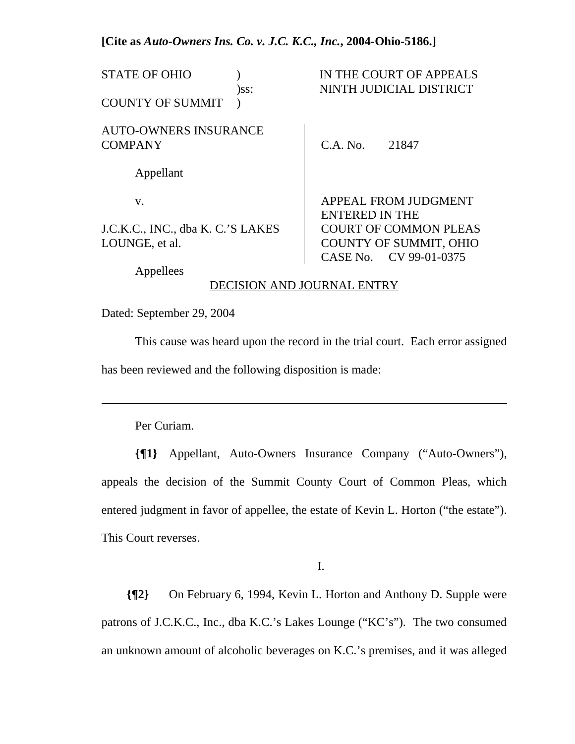**[Cite as *Auto-Owners Ins. Co. v. J.C. K.C., Inc.*, 2004-Ohio-5186.]**

| | |
|---|---|
| STATE OF OHIO )<br>)ss:<br>COUNTY OF SUMMIT ) | IN THE COURT OF APPEALS<br>NINTH JUDICIAL DISTRICT |
| AUTO-OWNERS INSURANCE COMPANY<br><br>Appellant<br><br>v.<br><br>J.C.K.C., INC., dba K. C.'S LAKES LOUNGE, et al.<br><br>Appellees | C.A. No. 21847<br><br>APPEAL FROM JUDGMENT ENTERED IN THE COURT OF COMMON PLEAS COUNTY OF SUMMIT, OHIO CASE No. CV 99-01-0375 |

DECISION AND JOURNAL ENTRY

Dated: September 29, 2004

This cause was heard upon the record in the trial court. Each error assigned has been reviewed and the following disposition is made:

---

Per Curiam.

**{¶1}** Appellant, Auto-Owners Insurance Company ("Auto-Owners"), appeals the decision of the Summit County Court of Common Pleas, which entered judgment in favor of appellee, the estate of Kevin L. Horton ("the estate"). This Court reverses.

I.

**{¶2}** On February 6, 1994, Kevin L. Horton and Anthony D. Supple were patrons of J.C.K.C., Inc., dba K.C.'s Lakes Lounge ("KC's"). The two consumed an unknown amount of alcoholic beverages on K.C.'s premises, and it was alleged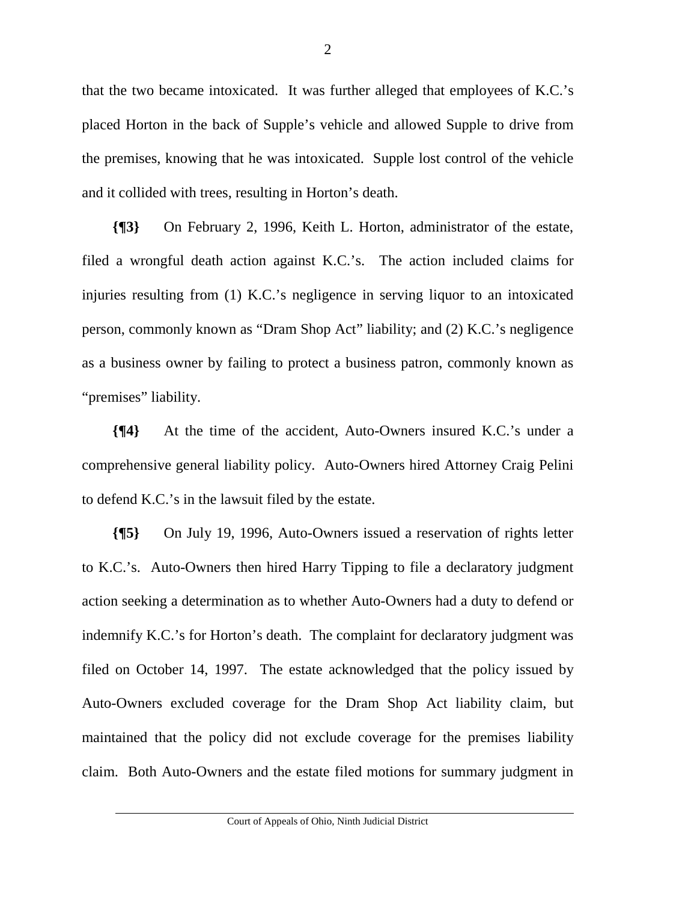that the two became intoxicated. It was further alleged that employees of K.C.'s placed Horton in the back of Supple's vehicle and allowed Supple to drive from the premises, knowing that he was intoxicated. Supple lost control of the vehicle and it collided with trees, resulting in Horton's death.

**{¶3}** On February 2, 1996, Keith L. Horton, administrator of the estate, filed a wrongful death action against K.C.'s. The action included claims for injuries resulting from (1) K.C.'s negligence in serving liquor to an intoxicated person, commonly known as "Dram Shop Act" liability; and (2) K.C.'s negligence as a business owner by failing to protect a business patron, commonly known as "premises" liability.

**{¶4}** At the time of the accident, Auto-Owners insured K.C.'s under a comprehensive general liability policy. Auto-Owners hired Attorney Craig Pelini to defend K.C.'s in the lawsuit filed by the estate.

**{¶5}** On July 19, 1996, Auto-Owners issued a reservation of rights letter to K.C.'s. Auto-Owners then hired Harry Tipping to file a declaratory judgment action seeking a determination as to whether Auto-Owners had a duty to defend or indemnify K.C.'s for Horton's death. The complaint for declaratory judgment was filed on October 14, 1997. The estate acknowledged that the policy issued by Auto-Owners excluded coverage for the Dram Shop Act liability claim, but maintained that the policy did not exclude coverage for the premises liability claim. Both Auto-Owners and the estate filed motions for summary judgment in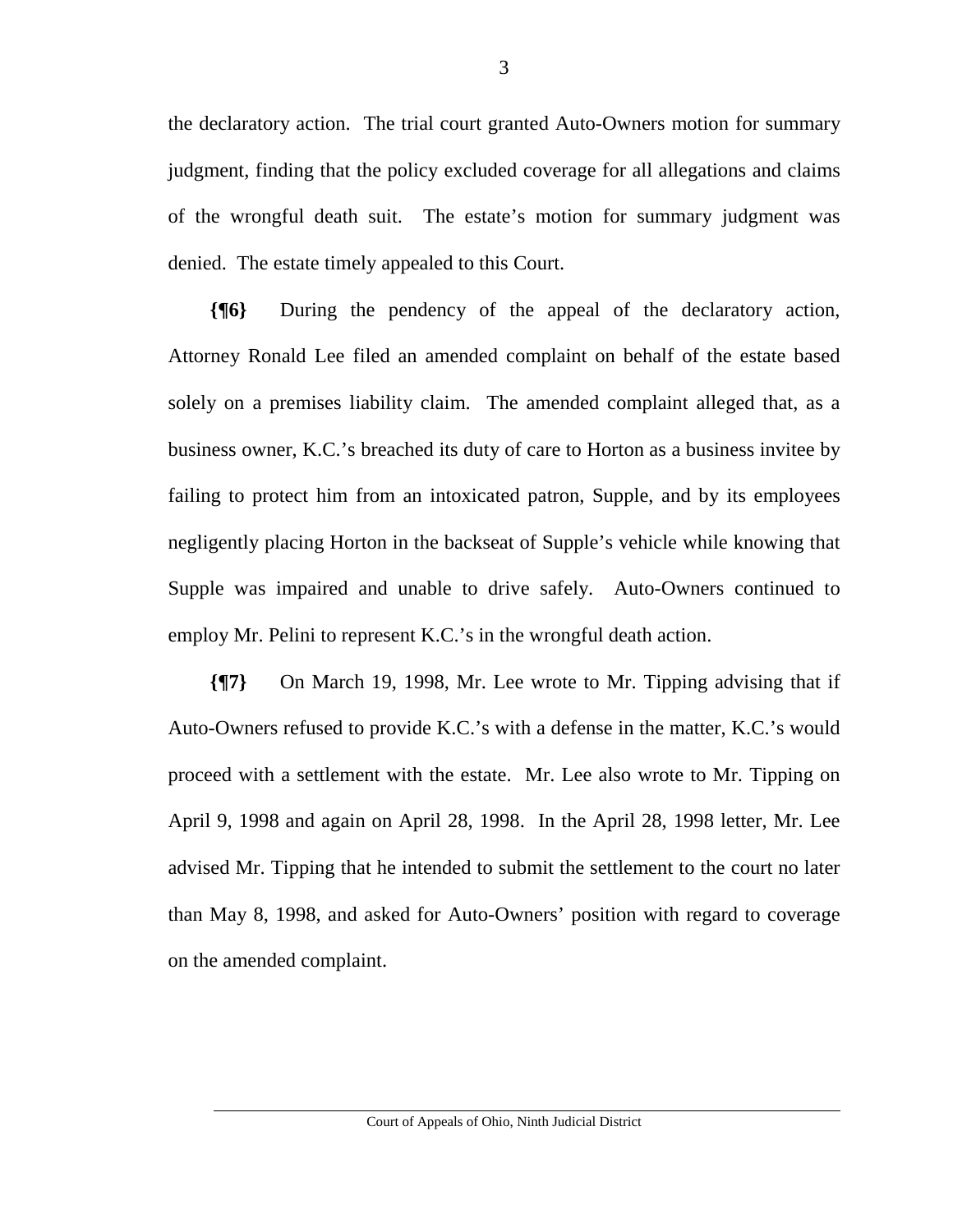the declaratory action. The trial court granted Auto-Owners motion for summary judgment, finding that the policy excluded coverage for all allegations and claims of the wrongful death suit. The estate's motion for summary judgment was denied. The estate timely appealed to this Court.

**{¶6}** During the pendency of the appeal of the declaratory action, Attorney Ronald Lee filed an amended complaint on behalf of the estate based solely on a premises liability claim. The amended complaint alleged that, as a business owner, K.C.'s breached its duty of care to Horton as a business invitee by failing to protect him from an intoxicated patron, Supple, and by its employees negligently placing Horton in the backseat of Supple's vehicle while knowing that Supple was impaired and unable to drive safely. Auto-Owners continued to employ Mr. Pelini to represent K.C.'s in the wrongful death action.

**{¶7}** On March 19, 1998, Mr. Lee wrote to Mr. Tipping advising that if Auto-Owners refused to provide K.C.'s with a defense in the matter, K.C.'s would proceed with a settlement with the estate. Mr. Lee also wrote to Mr. Tipping on April 9, 1998 and again on April 28, 1998. In the April 28, 1998 letter, Mr. Lee advised Mr. Tipping that he intended to submit the settlement to the court no later than May 8, 1998, and asked for Auto-Owners' position with regard to coverage on the amended complaint.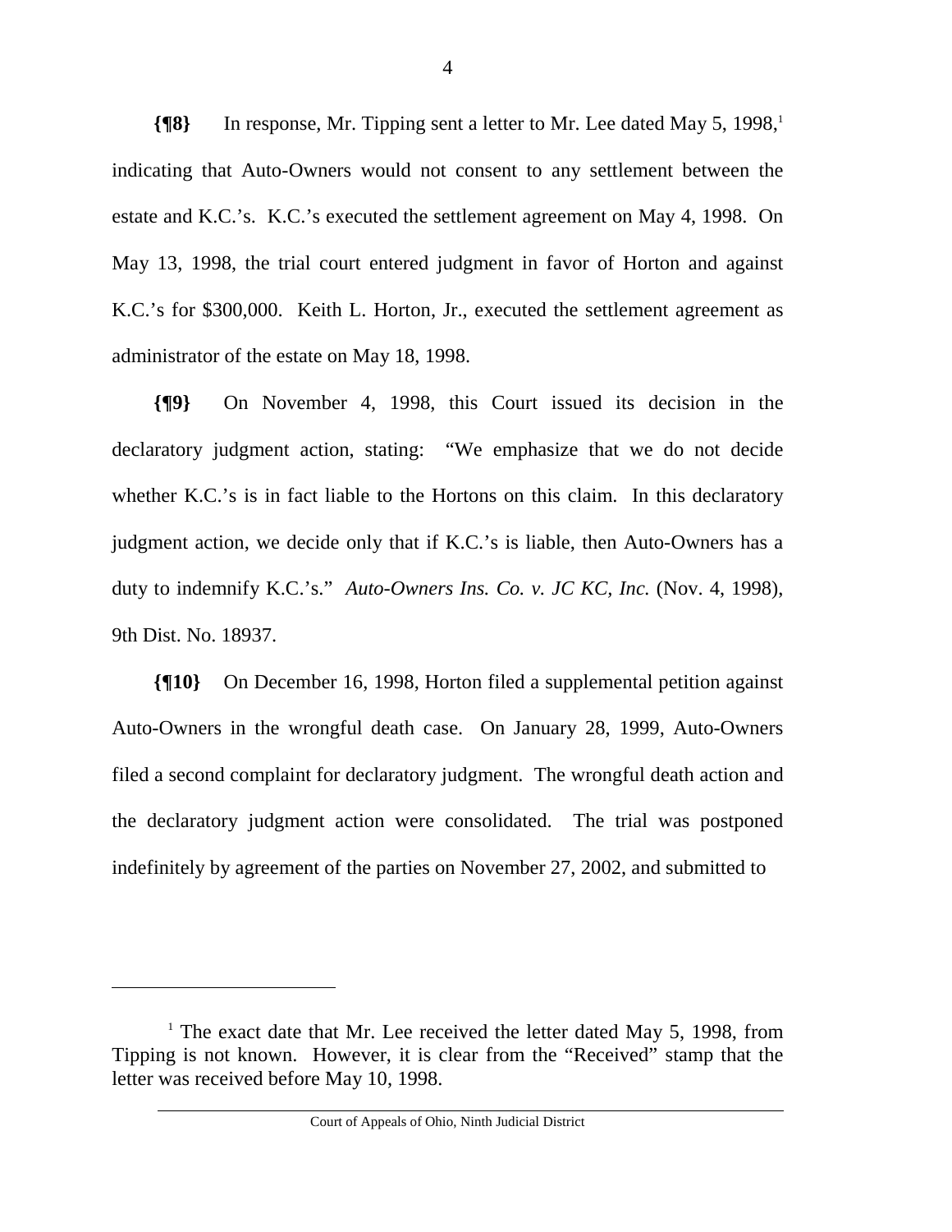**{¶8}** In response, Mr. Tipping sent a letter to Mr. Lee dated May 5, 1998,[1] indicating that Auto-Owners would not consent to any settlement between the estate and K.C.'s. K.C.'s executed the settlement agreement on May 4, 1998. On May 13, 1998, the trial court entered judgment in favor of Horton and against K.C.'s for $300,000. Keith L. Horton, Jr., executed the settlement agreement as administrator of the estate on May 18, 1998.

**{¶9}** On November 4, 1998, this Court issued its decision in the declaratory judgment action, stating: "We emphasize that we do not decide whether K.C.'s is in fact liable to the Hortons on this claim. In this declaratory judgment action, we decide only that if K.C.'s is liable, then Auto-Owners has a duty to indemnify K.C.'s." *Auto-Owners Ins. Co. v. JC KC, Inc.* (Nov. 4, 1998), 9th Dist. No. 18937.

**{¶10}** On December 16, 1998, Horton filed a supplemental petition against Auto-Owners in the wrongful death case. On January 28, 1999, Auto-Owners filed a second complaint for declaratory judgment. The wrongful death action and the declaratory judgment action were consolidated. The trial was postponed indefinitely by agreement of the parties on November 27, 2002, and submitted to

---

[1] The exact date that Mr. Lee received the letter dated May 5, 1998, from Tipping is not known. However, it is clear from the "Received" stamp that the letter was received before May 10, 1998.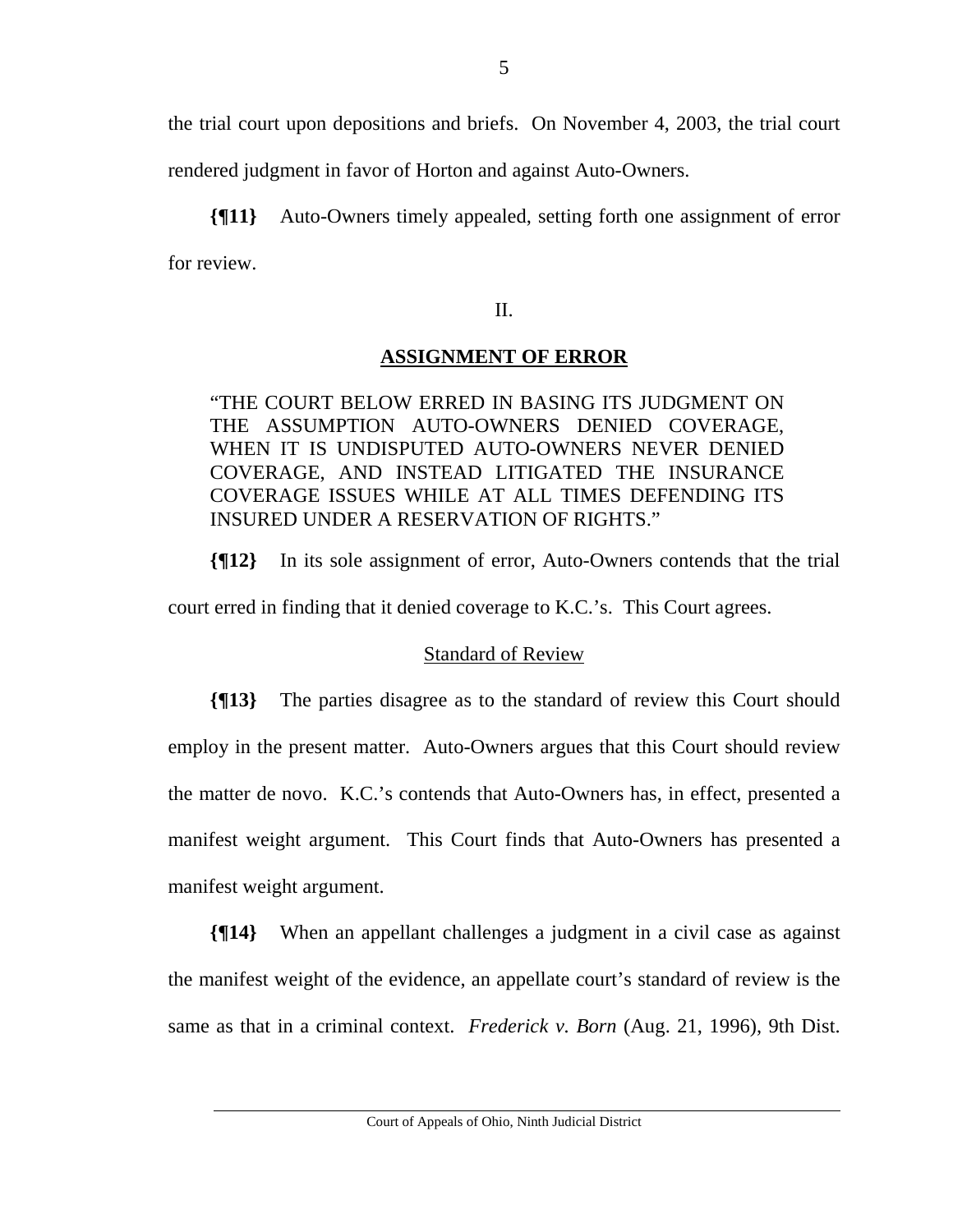the trial court upon depositions and briefs. On November 4, 2003, the trial court rendered judgment in favor of Horton and against Auto-Owners.

**{¶11}** Auto-Owners timely appealed, setting forth one assignment of error for review.

II.

**ASSIGNMENT OF ERROR**

> "THE COURT BELOW ERRED IN BASING ITS JUDGMENT ON THE ASSUMPTION AUTO-OWNERS DENIED COVERAGE, WHEN IT IS UNDISPUTED AUTO-OWNERS NEVER DENIED COVERAGE, AND INSTEAD LITIGATED THE INSURANCE COVERAGE ISSUES WHILE AT ALL TIMES DEFENDING ITS INSURED UNDER A RESERVATION OF RIGHTS."

**{¶12}** In its sole assignment of error, Auto-Owners contends that the trial court erred in finding that it denied coverage to K.C.'s. This Court agrees.

Standard of Review

**{¶13}** The parties disagree as to the standard of review this Court should employ in the present matter. Auto-Owners argues that this Court should review the matter de novo. K.C.'s contends that Auto-Owners has, in effect, presented a manifest weight argument. This Court finds that Auto-Owners has presented a manifest weight argument.

**{¶14}** When an appellant challenges a judgment in a civil case as against the manifest weight of the evidence, an appellate court's standard of review is the same as that in a criminal context. *Frederick v. Born* (Aug. 21, 1996), 9th Dist.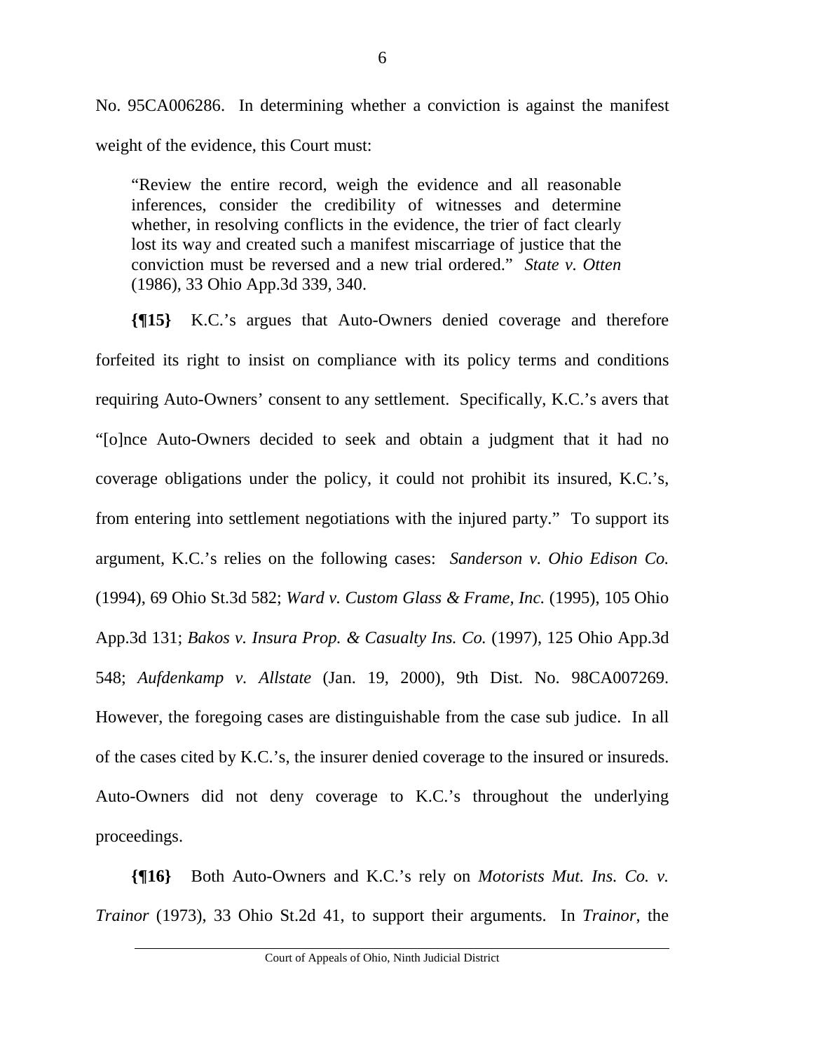No. 95CA006286. In determining whether a conviction is against the manifest weight of the evidence, this Court must:

> "Review the entire record, weigh the evidence and all reasonable inferences, consider the credibility of witnesses and determine whether, in resolving conflicts in the evidence, the trier of fact clearly lost its way and created such a manifest miscarriage of justice that the conviction must be reversed and a new trial ordered." *State v. Otten* (1986), 33 Ohio App.3d 339, 340.

**{¶15}** K.C.'s argues that Auto-Owners denied coverage and therefore forfeited its right to insist on compliance with its policy terms and conditions requiring Auto-Owners' consent to any settlement. Specifically, K.C.'s avers that "[o]nce Auto-Owners decided to seek and obtain a judgment that it had no coverage obligations under the policy, it could not prohibit its insured, K.C.'s, from entering into settlement negotiations with the injured party." To support its argument, K.C.'s relies on the following cases: *Sanderson v. Ohio Edison Co.* (1994), 69 Ohio St.3d 582; *Ward v. Custom Glass & Frame, Inc.* (1995), 105 Ohio App.3d 131; *Bakos v. Insura Prop. & Casualty Ins. Co.* (1997), 125 Ohio App.3d 548; *Aufdenkamp v. Allstate* (Jan. 19, 2000), 9th Dist. No. 98CA007269. However, the foregoing cases are distinguishable from the case sub judice. In all of the cases cited by K.C.'s, the insurer denied coverage to the insured or insureds. Auto-Owners did not deny coverage to K.C.'s throughout the underlying proceedings.

**{¶16}** Both Auto-Owners and K.C.'s rely on *Motorists Mut. Ins. Co. v. Trainor* (1973), 33 Ohio St.2d 41, to support their arguments. In *Trainor*, the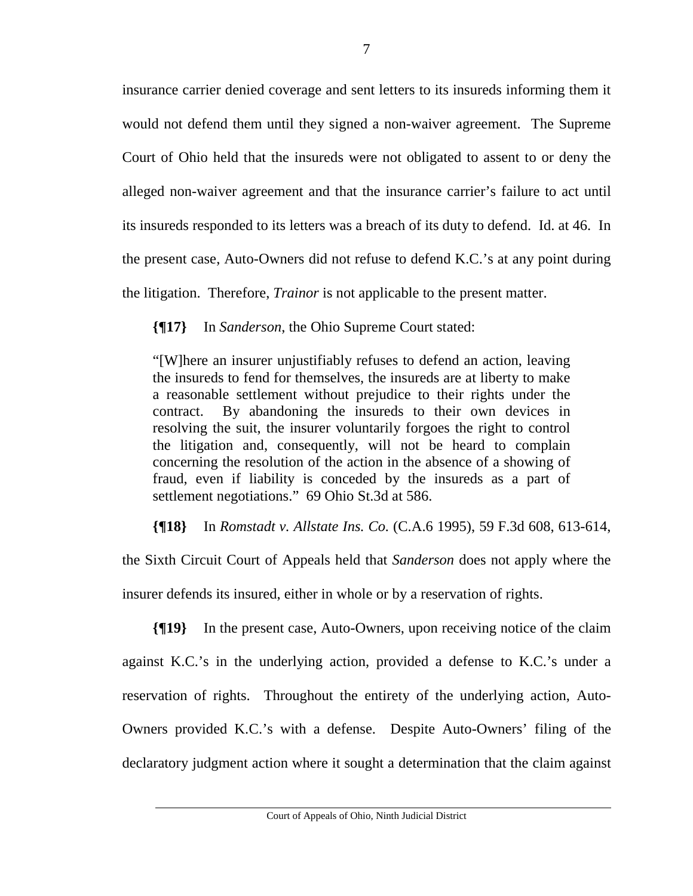insurance carrier denied coverage and sent letters to its insureds informing them it would not defend them until they signed a non-waiver agreement. The Supreme Court of Ohio held that the insureds were not obligated to assent to or deny the alleged non-waiver agreement and that the insurance carrier's failure to act until its insureds responded to its letters was a breach of its duty to defend. Id. at 46. In the present case, Auto-Owners did not refuse to defend K.C.'s at any point during the litigation. Therefore, *Trainor* is not applicable to the present matter.

**{¶17}** In *Sanderson*, the Ohio Supreme Court stated:

> "[W]here an insurer unjustifiably refuses to defend an action, leaving the insureds to fend for themselves, the insureds are at liberty to make a reasonable settlement without prejudice to their rights under the contract. By abandoning the insureds to their own devices in resolving the suit, the insurer voluntarily forgoes the right to control the litigation and, consequently, will not be heard to complain concerning the resolution of the action in the absence of a showing of fraud, even if liability is conceded by the insureds as a part of settlement negotiations." 69 Ohio St.3d at 586.

**{¶18}** In *Romstadt v. Allstate Ins. Co.* (C.A.6 1995), 59 F.3d 608, 613-614, the Sixth Circuit Court of Appeals held that *Sanderson* does not apply where the insurer defends its insured, either in whole or by a reservation of rights.

**{¶19}** In the present case, Auto-Owners, upon receiving notice of the claim against K.C.'s in the underlying action, provided a defense to K.C.'s under a reservation of rights. Throughout the entirety of the underlying action, Auto-Owners provided K.C.'s with a defense. Despite Auto-Owners' filing of the declaratory judgment action where it sought a determination that the claim against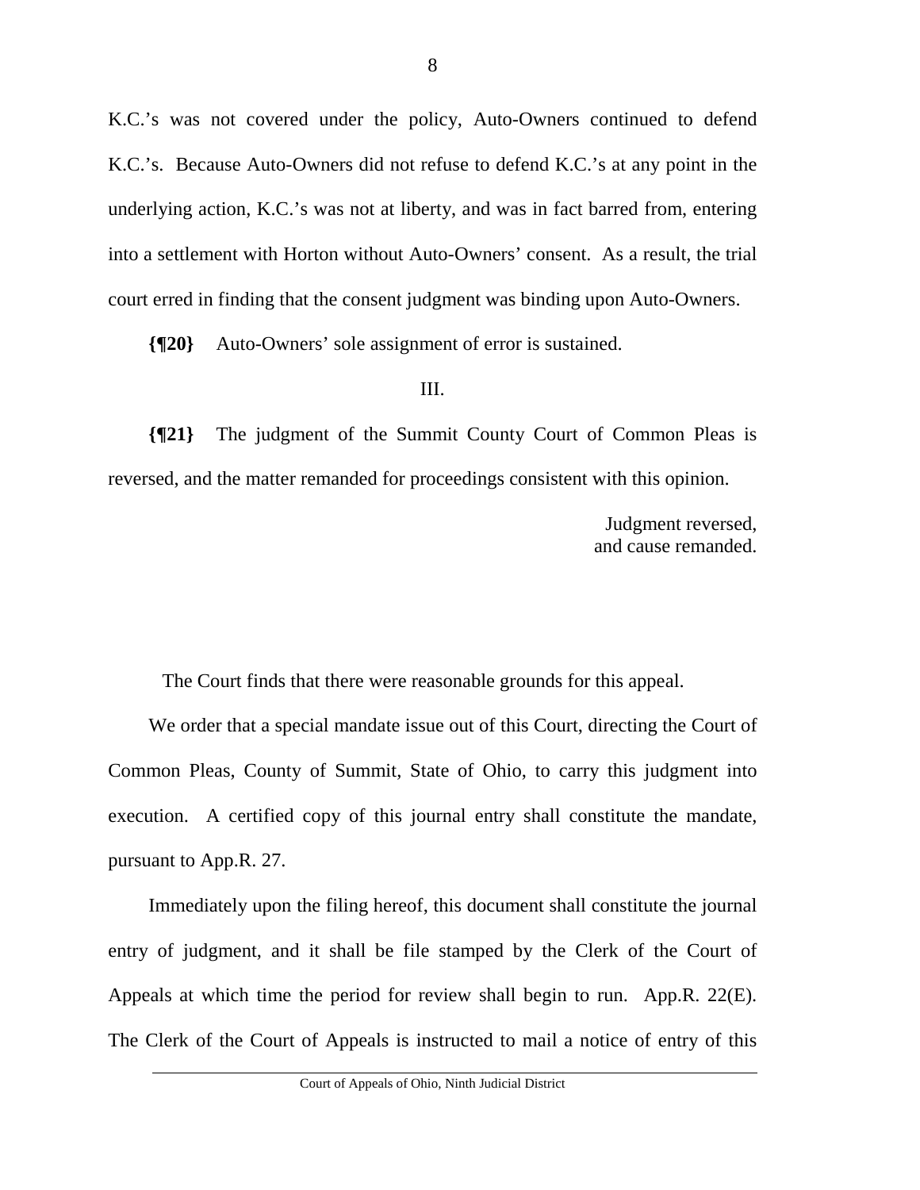K.C.'s was not covered under the policy, Auto-Owners continued to defend K.C.'s. Because Auto-Owners did not refuse to defend K.C.'s at any point in the underlying action, K.C.'s was not at liberty, and was in fact barred from, entering into a settlement with Horton without Auto-Owners' consent. As a result, the trial court erred in finding that the consent judgment was binding upon Auto-Owners.

**{¶20}** Auto-Owners' sole assignment of error is sustained.

III.

**{¶21}** The judgment of the Summit County Court of Common Pleas is reversed, and the matter remanded for proceedings consistent with this opinion.

Judgment reversed,
and cause remanded.

The Court finds that there were reasonable grounds for this appeal.

We order that a special mandate issue out of this Court, directing the Court of Common Pleas, County of Summit, State of Ohio, to carry this judgment into execution. A certified copy of this journal entry shall constitute the mandate, pursuant to App.R. 27.

Immediately upon the filing hereof, this document shall constitute the journal entry of judgment, and it shall be file stamped by the Clerk of the Court of Appeals at which time the period for review shall begin to run. App.R. 22(E). The Clerk of the Court of Appeals is instructed to mail a notice of entry of this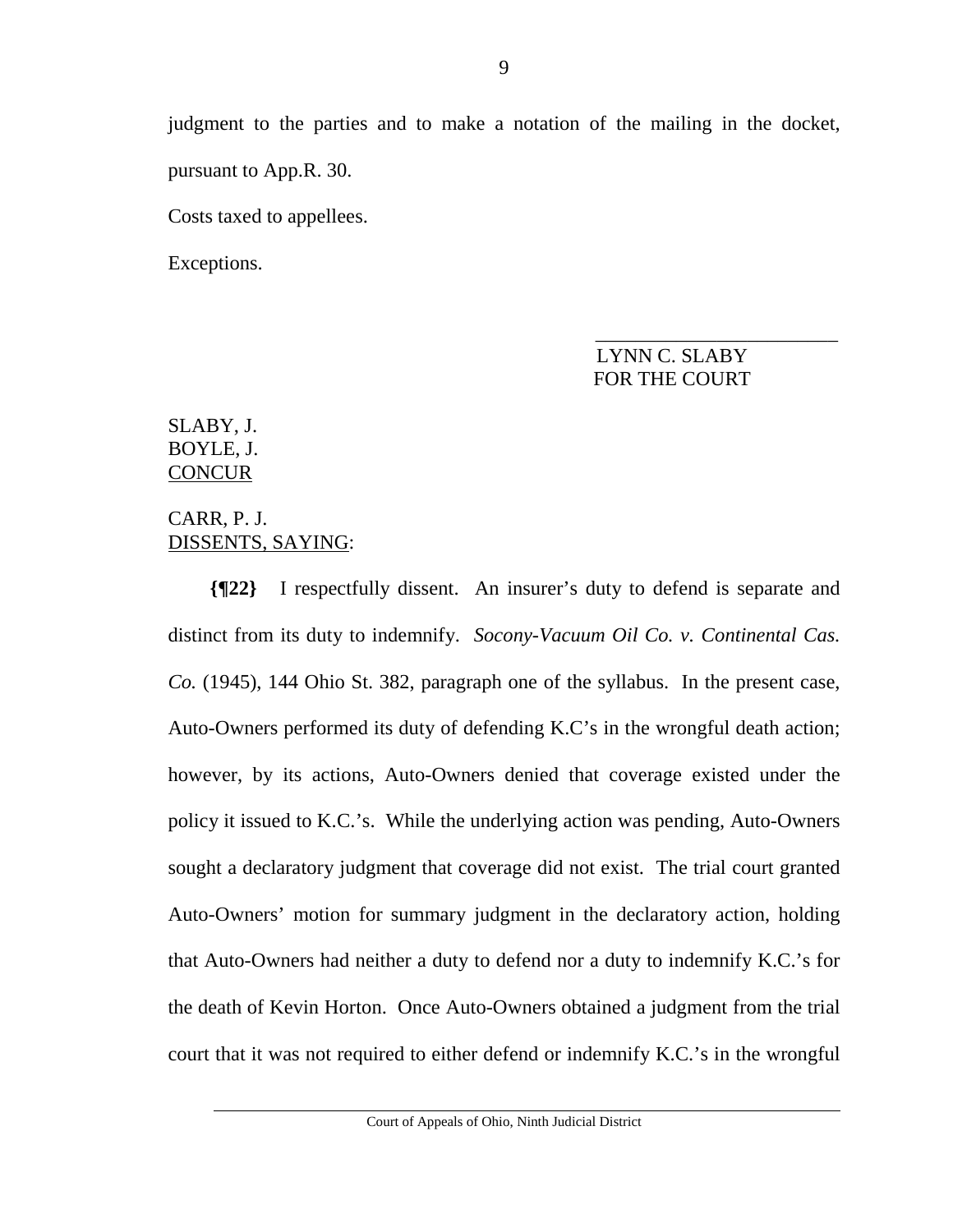judgment to the parties and to make a notation of the mailing in the docket, pursuant to App.R. 30.

Costs taxed to appellees.

Exceptions.

\_\_\_\_\_\_\_\_\_\_\_\_\_\_\_\_\_\_\_\_\_\_\_\_\_
LYNN C. SLABY
FOR THE COURT

SLABY, J.
BOYLE, J.
CONCUR

CARR, P. J.
DISSENTS, SAYING:

**{¶22}** I respectfully dissent. An insurer's duty to defend is separate and distinct from its duty to indemnify. *Socony-Vacuum Oil Co. v. Continental Cas. Co.* (1945), 144 Ohio St. 382, paragraph one of the syllabus. In the present case, Auto-Owners performed its duty of defending K.C's in the wrongful death action; however, by its actions, Auto-Owners denied that coverage existed under the policy it issued to K.C.'s. While the underlying action was pending, Auto-Owners sought a declaratory judgment that coverage did not exist. The trial court granted Auto-Owners' motion for summary judgment in the declaratory action, holding that Auto-Owners had neither a duty to defend nor a duty to indemnify K.C.'s for the death of Kevin Horton. Once Auto-Owners obtained a judgment from the trial court that it was not required to either defend or indemnify K.C.'s in the wrongful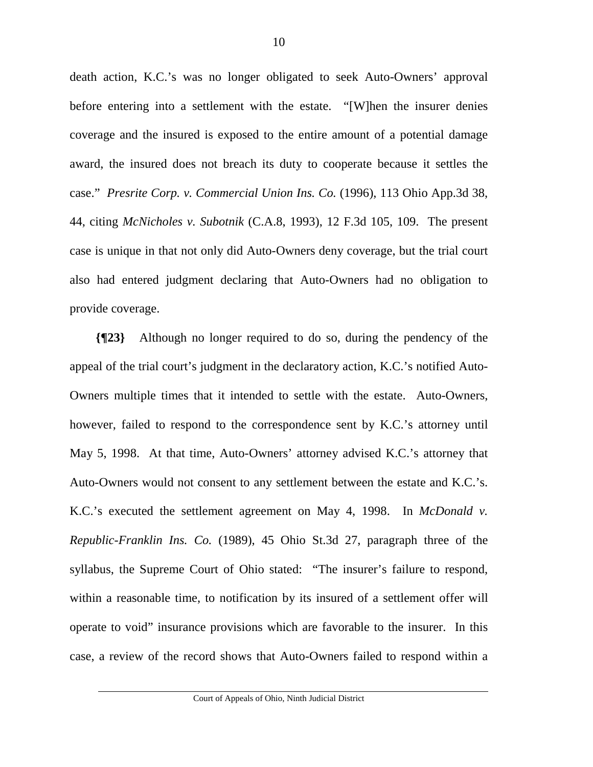death action, K.C.'s was no longer obligated to seek Auto-Owners' approval before entering into a settlement with the estate. "[W]hen the insurer denies coverage and the insured is exposed to the entire amount of a potential damage award, the insured does not breach its duty to cooperate because it settles the case." *Presrite Corp. v. Commercial Union Ins. Co.* (1996), 113 Ohio App.3d 38, 44, citing *McNicholes v. Subotnik* (C.A.8, 1993), 12 F.3d 105, 109. The present case is unique in that not only did Auto-Owners deny coverage, but the trial court also had entered judgment declaring that Auto-Owners had no obligation to provide coverage.

**{¶23}** Although no longer required to do so, during the pendency of the appeal of the trial court's judgment in the declaratory action, K.C.'s notified Auto-Owners multiple times that it intended to settle with the estate. Auto-Owners, however, failed to respond to the correspondence sent by K.C.'s attorney until May 5, 1998. At that time, Auto-Owners' attorney advised K.C.'s attorney that Auto-Owners would not consent to any settlement between the estate and K.C.'s. K.C.'s executed the settlement agreement on May 4, 1998. In *McDonald v. Republic-Franklin Ins. Co.* (1989), 45 Ohio St.3d 27, paragraph three of the syllabus, the Supreme Court of Ohio stated: "The insurer's failure to respond, within a reasonable time, to notification by its insured of a settlement offer will operate to void" insurance provisions which are favorable to the insurer. In this case, a review of the record shows that Auto-Owners failed to respond within a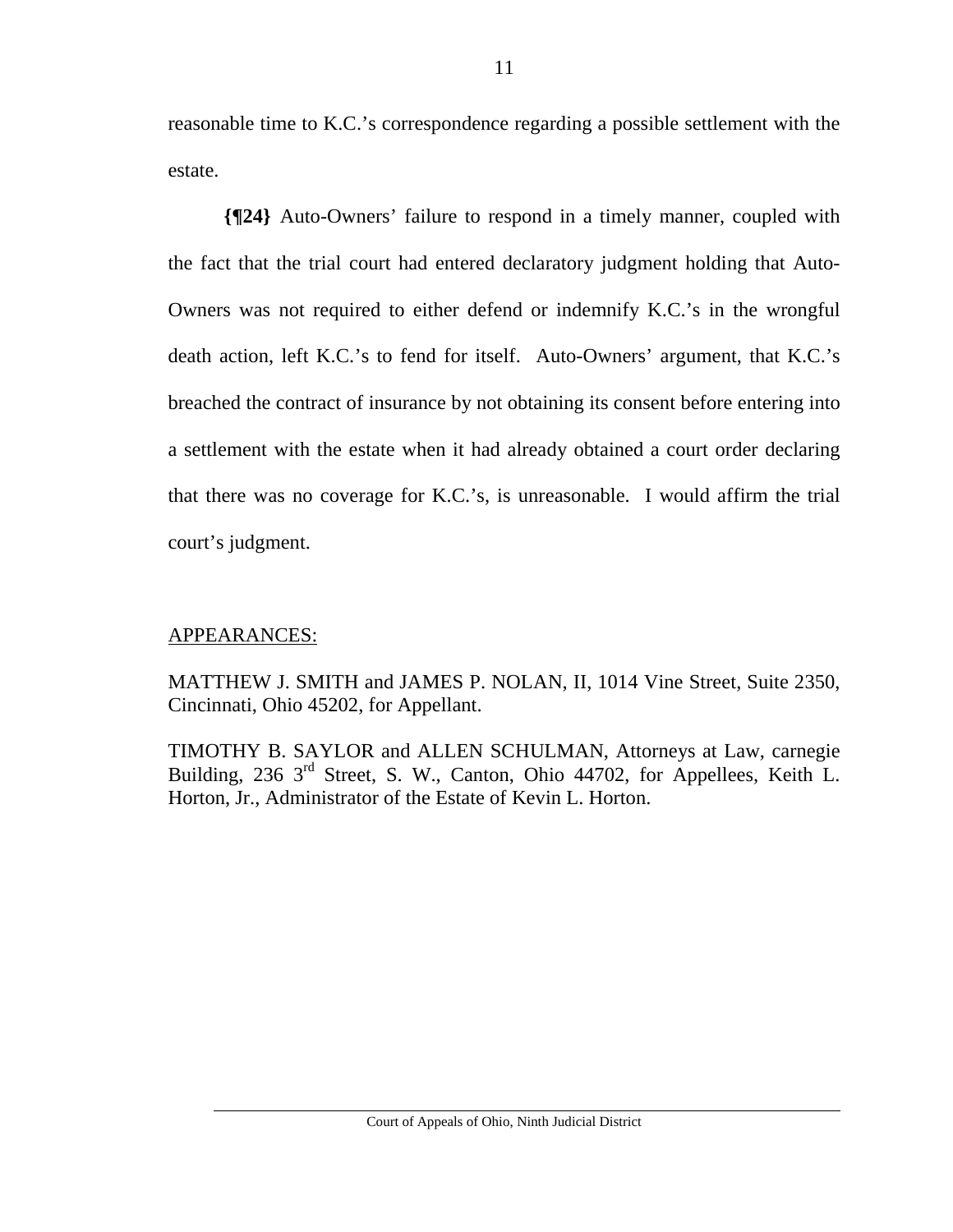reasonable time to K.C.'s correspondence regarding a possible settlement with the estate.

**{¶24}** Auto-Owners' failure to respond in a timely manner, coupled with the fact that the trial court had entered declaratory judgment holding that Auto-Owners was not required to either defend or indemnify K.C.'s in the wrongful death action, left K.C.'s to fend for itself. Auto-Owners' argument, that K.C.'s breached the contract of insurance by not obtaining its consent before entering into a settlement with the estate when it had already obtained a court order declaring that there was no coverage for K.C.'s, is unreasonable. I would affirm the trial court's judgment.

APPEARANCES:

MATTHEW J. SMITH and JAMES P. NOLAN, II, 1014 Vine Street, Suite 2350, Cincinnati, Ohio 45202, for Appellant.

TIMOTHY B. SAYLOR and ALLEN SCHULMAN, Attorneys at Law, carnegie Building, 236 3rd Street, S. W., Canton, Ohio 44702, for Appellees, Keith L. Horton, Jr., Administrator of the Estate of Kevin L. Horton.